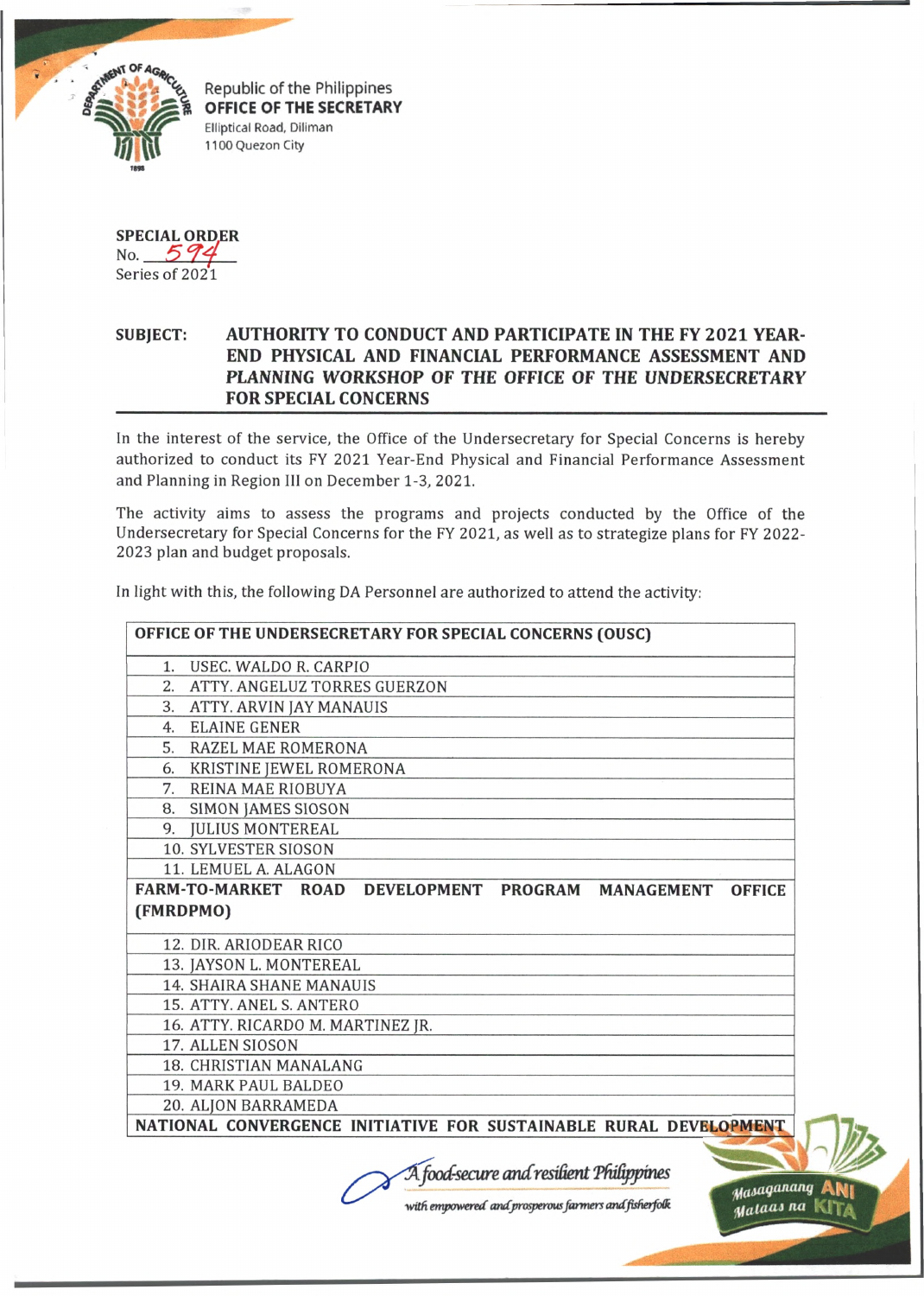Republic of the Philippines
**OFFICE OF THE SECRETARY**
Elliptical Road, Diliman
1100 Quezon City

**SPECIAL ORDER**
No. 594
Series of 2021

**SUBJECT: AUTHORITY TO CONDUCT AND PARTICIPATE IN THE FY 2021 YEAR-END PHYSICAL AND FINANCIAL PERFORMANCE ASSESSMENT AND *PLANNING WORKSHOP OF THE OFFICE OF THE UNDERSECRETARY* FOR SPECIAL CONCERNS**

In the interest of the service, the Office of the Undersecretary for Special Concerns is hereby authorized to conduct its FY 2021 Year-End Physical and Financial Performance Assessment and Planning in Region III on December 1-3, 2021.

The activity aims to assess the programs and projects conducted by the Office of the Undersecretary for Special Concerns for the FY 2021, as well as to strategize plans for FY 2022-2023 plan and budget proposals.

In light with this, the following DA Personnel are authorized to attend the activity:

| OFFICE OF THE UNDERSECRETARY FOR SPECIAL CONCERNS (OUSC) |
|---|
| 1. USEC. WALDO R. CARPIO |
| 2. ATTY. ANGELUZ TORRES GUERZON |
| 3. ATTY. ARVIN JAY MANAUIS |
| 4. ELAINE GENER |
| 5. RAZEL MAE ROMERONA |
| 6. KRISTINE JEWEL ROMERONA |
| 7. REINA MAE RIOBUYA |
| 8. SIMON JAMES SIOSON |
| 9. JULIUS MONTEREAL |
| 10. SYLVESTER SIOSON |
| 11. LEMUEL A. ALAGON |
| **FARM-TO-MARKET ROAD DEVELOPMENT PROGRAM MANAGEMENT OFFICE (FMRDPMO)** |
| 12. DIR. ARIODEAR RICO |
| 13. JAYSON L. MONTEREAL |
| 14. SHAIRA SHANE MANAUIS |
| 15. ATTY. ANEL S. ANTERO |
| 16. ATTY. RICARDO M. MARTINEZ JR. |
| 17. ALLEN SIOSON |
| 18. CHRISTIAN MANALANG |
| 19. MARK PAUL BALDEO |
| 20. ALJON BARRAMEDA |
| **NATIONAL CONVERGENCE INITIATIVE FOR SUSTAINABLE RURAL DEVELOPMENT** |

*A food-secure and resilient Philippines with empowered and prosperous farmers and fisherfolk*

Masaganang ANI Mataas na KITA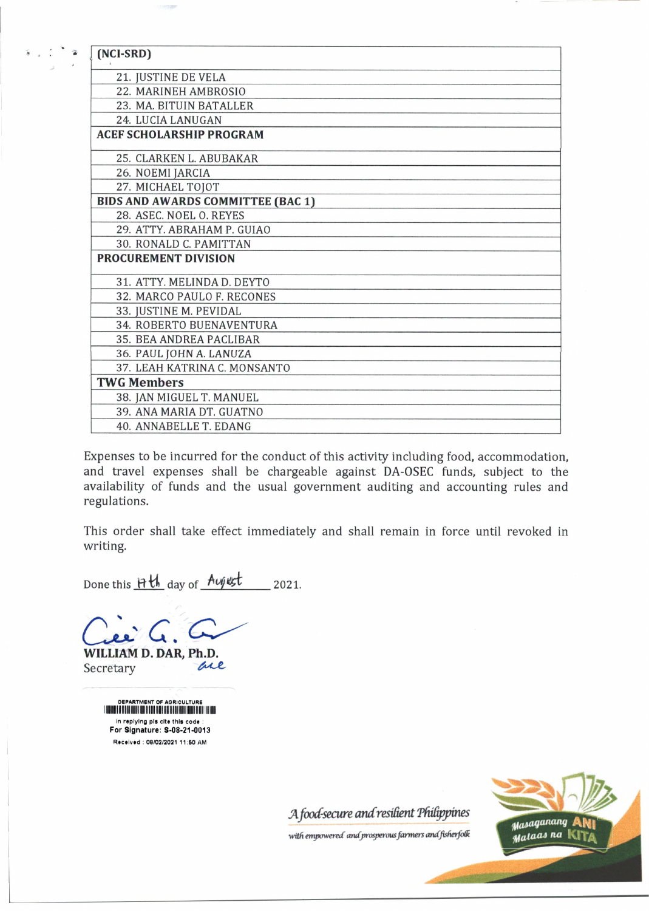| |
|---|
| **(NCI-SRD)** |
| 21. JUSTINE DE VELA |
| 22. MARINEH AMBROSIO |
| 23. MA. BITUIN BATALLER |
| 24. LUCIA LANUGAN |
| **ACEF SCHOLARSHIP PROGRAM** |
| 25. CLARKEN L. ABUBAKAR |
| 26. NOEMI JARCIA |
| 27. MICHAEL TOJOT |
| **BIDS AND AWARDS COMMITTEE (BAC 1)** |
| 28. ASEC. NOEL O. REYES |
| 29. ATTY. ABRAHAM P. GUIAO |
| 30. RONALD C. PAMITTAN |
| **PROCUREMENT DIVISION** |
| 31. ATTY. MELINDA D. DEYTO |
| 32. MARCO PAULO F. RECONES |
| 33. JUSTINE M. PEVIDAL |
| 34. ROBERTO BUENAVENTURA |
| 35. BEA ANDREA PACLIBAR |
| 36. PAUL JOHN A. LANUZA |
| 37. LEAH KATRINA C. MONSANTO |
| **TWG Members** |
| 38. JAN MIGUEL T. MANUEL |
| 39. ANA MARIA DT. GUATNO |
| 40. ANNABELLE T. EDANG |

Expenses to be incurred for the conduct of this activity including food, accommodation, and travel expenses shall be chargeable against DA-OSEC funds, subject to the availability of funds and the usual government auditing and accounting rules and regulations.

This order shall take effect immediately and shall remain in force until revoked in writing.

Done this 4th day of August 2021.

**WILLIAM D. DAR, Ph.D.**
Secretary

DEPARTMENT OF AGRICULTURE
In replying pls cite this code :
For Signature: S-08-21-0013
Received : 08/02/2021 11:50 AM

*A food-secure and resilient Philippines*
*with empowered and prosperous farmers and fisherfolk*

Masaganang ANI Mataas na KITA